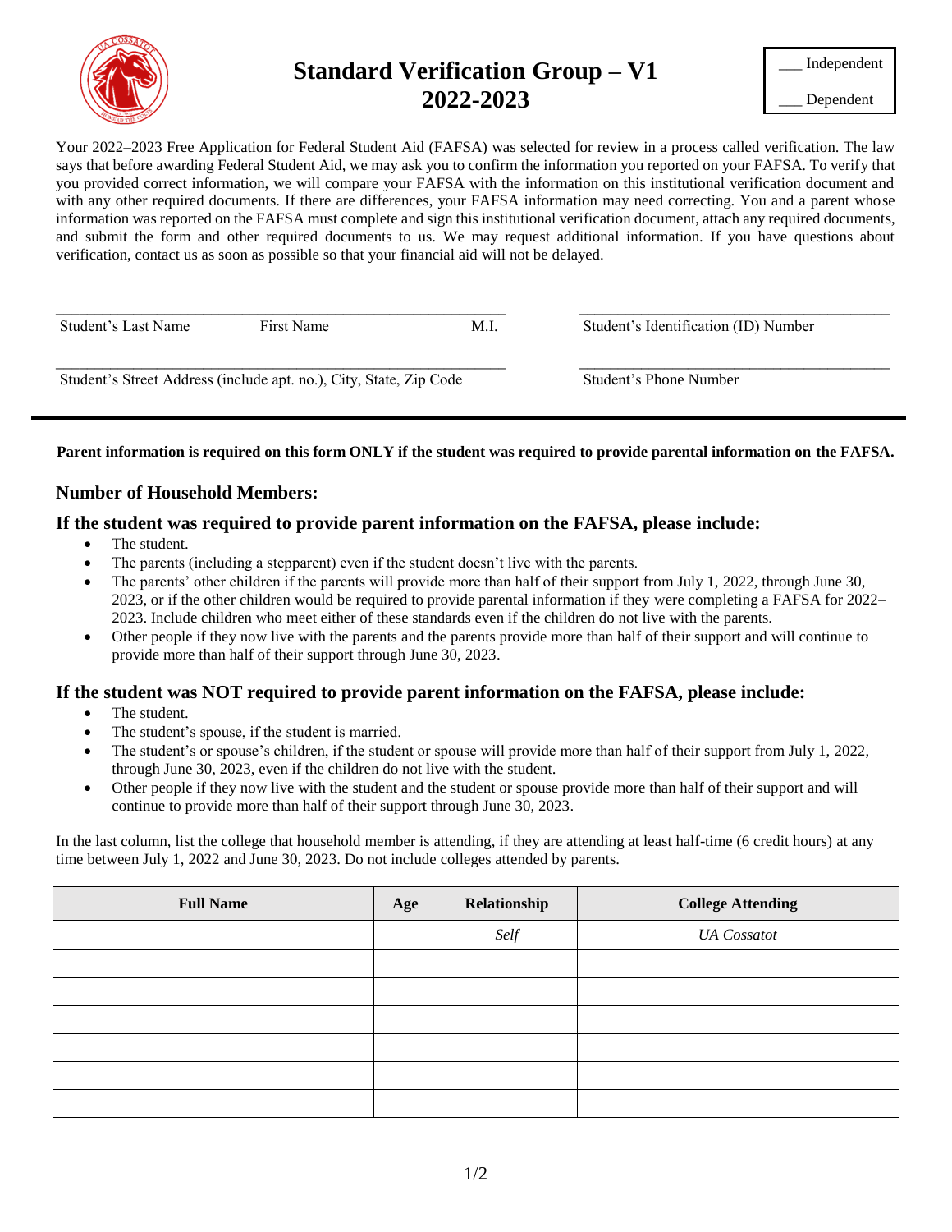# Standard Verification Group – V1
# 2022-2023

___ Independent

___ Dependent

Your 2022–2023 Free Application for Federal Student Aid (FAFSA) was selected for review in a process called verification. The law says that before awarding Federal Student Aid, we may ask you to confirm the information you reported on your FAFSA. To verify that you provided correct information, we will compare your FAFSA with the information on this institutional verification document and with any other required documents. If there are differences, your FAFSA information may need correcting. You and a parent whose information was reported on the FAFSA must complete and sign this institutional verification document, attach any required documents, and submit the form and other required documents to us. We may request additional information. If you have questions about verification, contact us as soon as possible so that your financial aid will not be delayed.

_______________________________________________
Student's Last Name First Name M.I.

_______________________________________________
Student's Identification (ID) Number

_______________________________________________
Student's Street Address (include apt. no.), City, State, Zip Code

_______________________________________________
Student's Phone Number

---

**Parent information is required on this form ONLY if the student was required to provide parental information on the FAFSA.**

### Number of Household Members:

### If the student was required to provide parent information on the FAFSA, please include:

- The student.
- The parents (including a stepparent) even if the student doesn't live with the parents.
- The parents' other children if the parents will provide more than half of their support from July 1, 2022, through June 30, 2023, or if the other children would be required to provide parental information if they were completing a FAFSA for 2022–2023. Include children who meet either of these standards even if the children do not live with the parents.
- Other people if they now live with the parents and the parents provide more than half of their support and will continue to provide more than half of their support through June 30, 2023.

### If the student was NOT required to provide parent information on the FAFSA, please include:

- The student.
- The student's spouse, if the student is married.
- The student's or spouse's children, if the student or spouse will provide more than half of their support from July 1, 2022, through June 30, 2023, even if the children do not live with the student.
- Other people if they now live with the student and the student or spouse provide more than half of their support and will continue to provide more than half of their support through June 30, 2023.

In the last column, list the college that household member is attending, if they are attending at least half-time (6 credit hours) at any time between July 1, 2022 and June 30, 2023. Do not include colleges attended by parents.

| Full Name | Age | Relationship | College Attending |
|---|---|---|---|
| | | *Self* | *UA Cossatot* |
| | | | |
| | | | |
| | | | |
| | | | |
| | | | |
| | | | |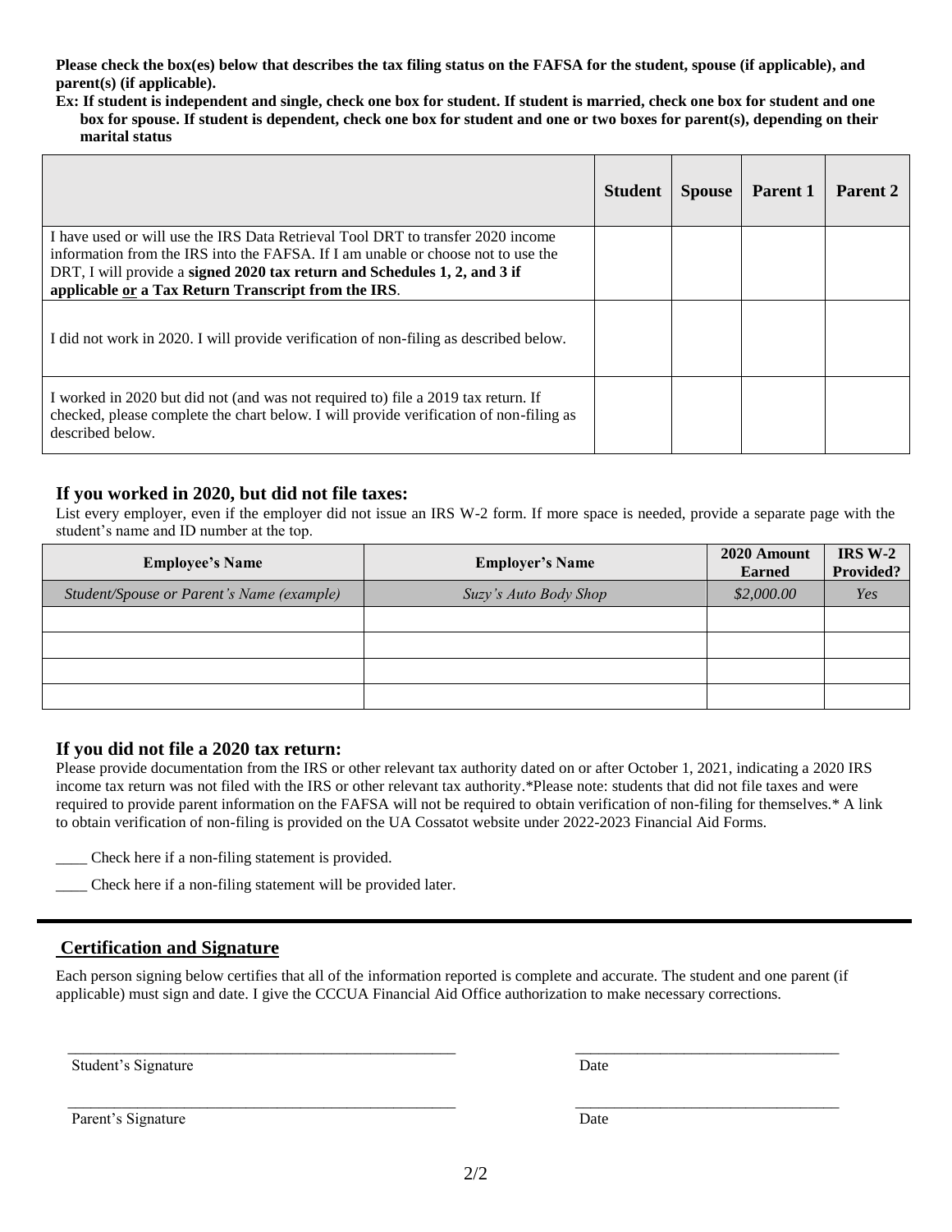**Please check the box(es) below that describes the tax filing status on the FAFSA for the student, spouse (if applicable), and parent(s) (if applicable).**

**Ex: If student is independent and single, check one box for student. If student is married, check one box for student and one box for spouse. If student is dependent, check one box for student and one or two boxes for parent(s), depending on their marital status**

| | Student | Spouse | Parent 1 | Parent 2 |
|---|---|---|---|---|
| I have used or will use the IRS Data Retrieval Tool DRT to transfer 2020 income information from the IRS into the FAFSA. If I am unable or choose not to use the DRT, I will provide a **signed 2020 tax return and Schedules 1, 2, and 3 if applicable or a Tax Return Transcript from the IRS**. | | | | |
| I did not work in 2020. I will provide verification of non-filing as described below. | | | | |
| I worked in 2020 but did not (and was not required to) file a 2019 tax return. If checked, please complete the chart below. I will provide verification of non-filing as described below. | | | | |

### If you worked in 2020, but did not file taxes:

List every employer, even if the employer did not issue an IRS W-2 form. If more space is needed, provide a separate page with the student's name and ID number at the top.

| Employee's Name | Employer's Name | 2020 Amount Earned | IRS W-2 Provided? |
|---|---|---|---|
| *Student/Spouse or Parent's Name (example)* | *Suzy's Auto Body Shop* | *$2,000.00* | *Yes* |
| | | | |
| | | | |
| | | | |
| | | | |

### If you did not file a 2020 tax return:

Please provide documentation from the IRS or other relevant tax authority dated on or after October 1, 2021, indicating a 2020 IRS income tax return was not filed with the IRS or other relevant tax authority.*Please note: students that did not file taxes and were required to provide parent information on the FAFSA will not be required to obtain verification of non-filing for themselves.* A link to obtain verification of non-filing is provided on the UA Cossatot website under 2022-2023 Financial Aid Forms.

____ Check here if a non-filing statement is provided.

____ Check here if a non-filing statement will be provided later.

## Certification and Signature

Each person signing below certifies that all of the information reported is complete and accurate. The student and one parent (if applicable) must sign and date. I give the CCCUA Financial Aid Office authorization to make necessary corrections.

_____________________________________________________ _____________________________________

Student's Signature Date

_____________________________________________________ _____________________________________

Parent's Signature Date